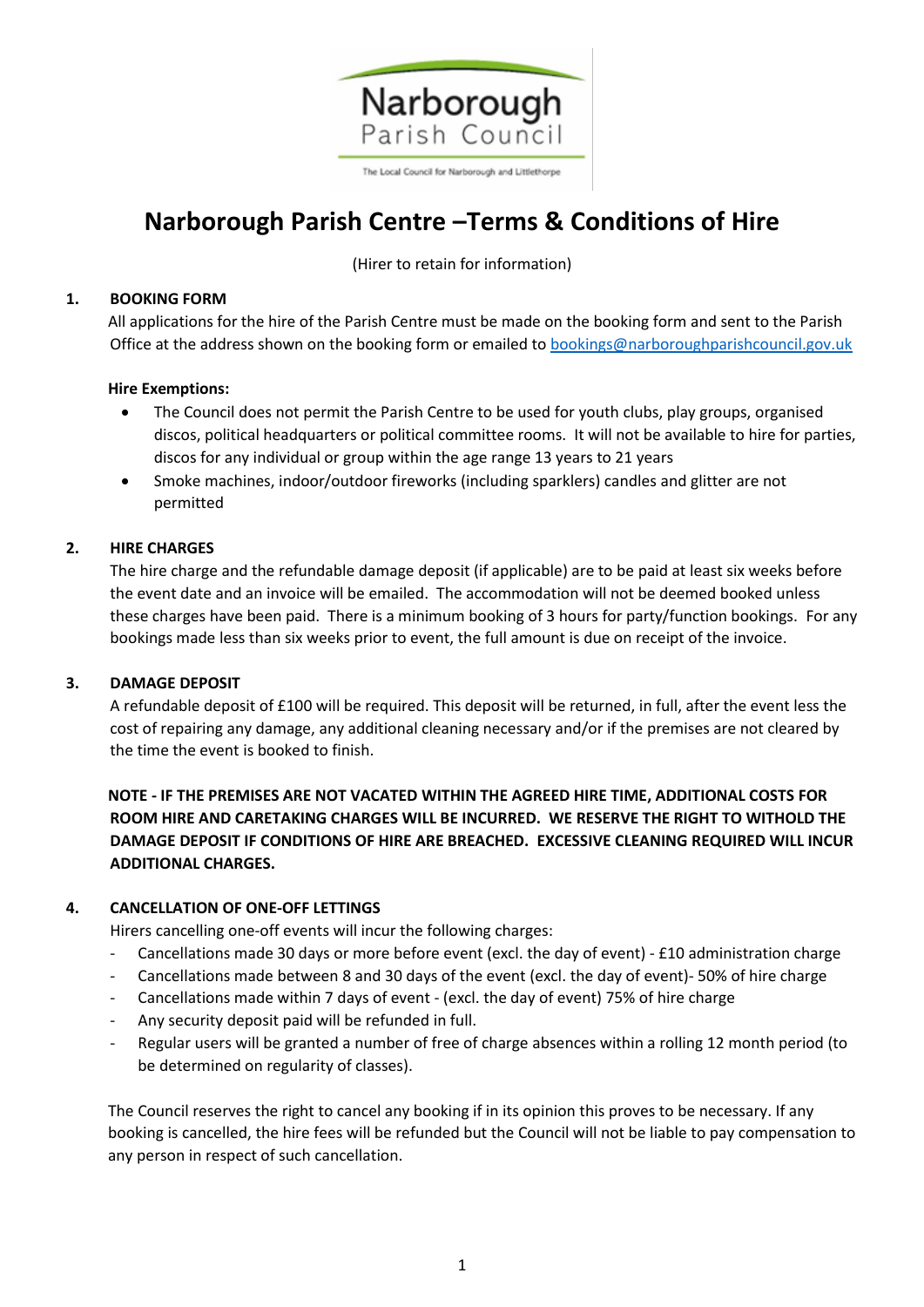Narborough Parish Council

The Local Council for Narborough and Littlethorpe

# Narborough Parish Centre –Terms & Conditions of Hire

(Hirer to retain for information)

## 1. BOOKING FORM

All applications for the hire of the Parish Centre must be made on the booking form and sent to the Parish Office at the address shown on the booking form or emailed to bookings@narboroughparishcouncil.gov.uk

**Hire Exemptions:**

- The Council does not permit the Parish Centre to be used for youth clubs, play groups, organised discos, political headquarters or political committee rooms. It will not be available to hire for parties, discos for any individual or group within the age range 13 years to 21 years
- Smoke machines, indoor/outdoor fireworks (including sparklers) candles and glitter are not permitted

## 2. HIRE CHARGES

The hire charge and the refundable damage deposit (if applicable) are to be paid at least six weeks before the event date and an invoice will be emailed. The accommodation will not be deemed booked unless these charges have been paid. There is a minimum booking of 3 hours for party/function bookings. For any bookings made less than six weeks prior to event, the full amount is due on receipt of the invoice.

## 3. DAMAGE DEPOSIT

A refundable deposit of £100 will be required. This deposit will be returned, in full, after the event less the cost of repairing any damage, any additional cleaning necessary and/or if the premises are not cleared by the time the event is booked to finish.

**NOTE - IF THE PREMISES ARE NOT VACATED WITHIN THE AGREED HIRE TIME, ADDITIONAL COSTS FOR ROOM HIRE AND CARETAKING CHARGES WILL BE INCURRED. WE RESERVE THE RIGHT TO WITHOLD THE DAMAGE DEPOSIT IF CONDITIONS OF HIRE ARE BREACHED. EXCESSIVE CLEANING REQUIRED WILL INCUR ADDITIONAL CHARGES.**

## 4. CANCELLATION OF ONE-OFF LETTINGS

Hirers cancelling one-off events will incur the following charges:

- Cancellations made 30 days or more before event (excl. the day of event) - £10 administration charge
- Cancellations made between 8 and 30 days of the event (excl. the day of event)- 50% of hire charge
- Cancellations made within 7 days of event - (excl. the day of event) 75% of hire charge
- Any security deposit paid will be refunded in full.
- Regular users will be granted a number of free of charge absences within a rolling 12 month period (to be determined on regularity of classes).

The Council reserves the right to cancel any booking if in its opinion this proves to be necessary. If any booking is cancelled, the hire fees will be refunded but the Council will not be liable to pay compensation to any person in respect of such cancellation.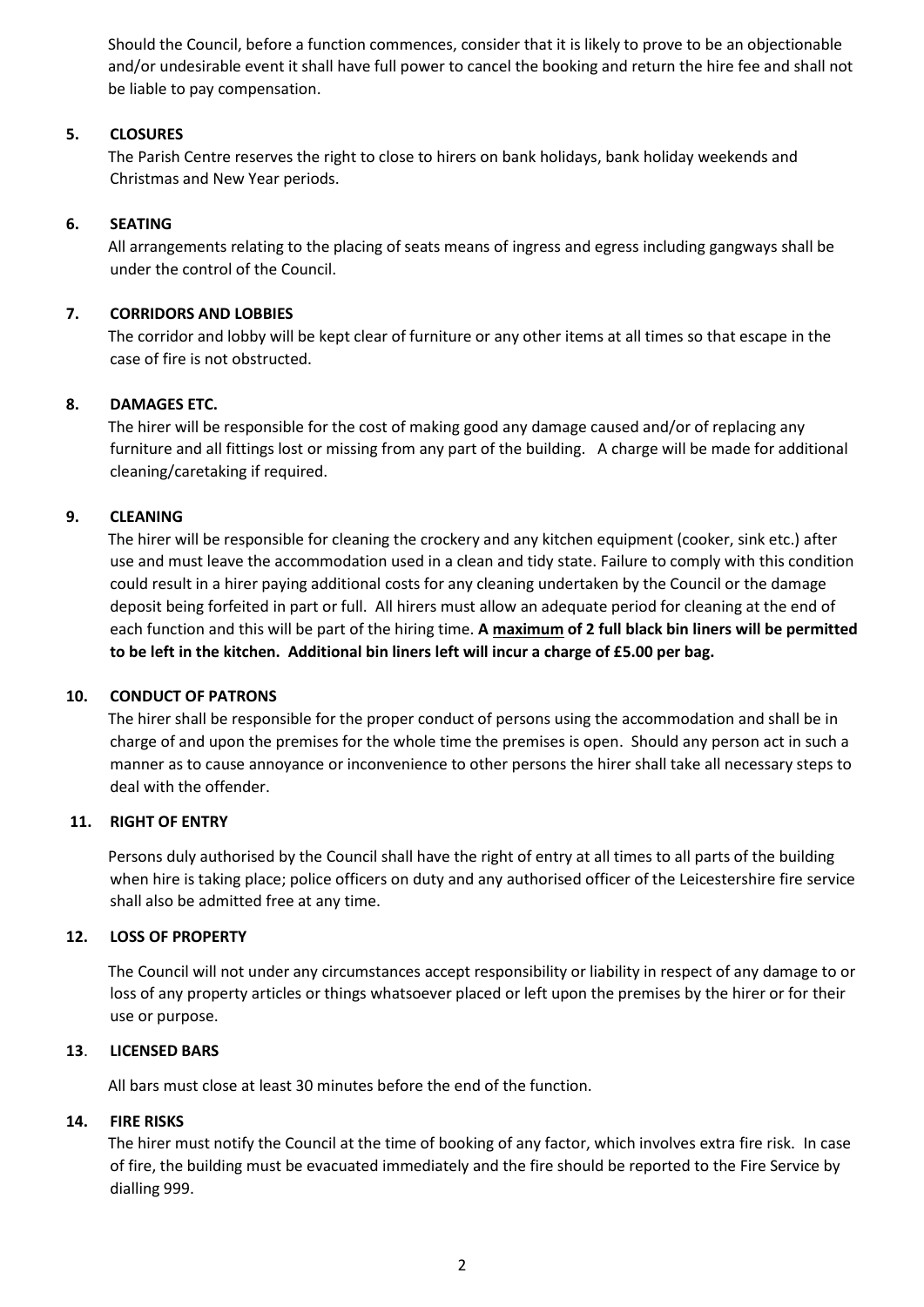Should the Council, before a function commences, consider that it is likely to prove to be an objectionable and/or undesirable event it shall have full power to cancel the booking and return the hire fee and shall not be liable to pay compensation.

**5. CLOSURES**

The Parish Centre reserves the right to close to hirers on bank holidays, bank holiday weekends and Christmas and New Year periods.

**6. SEATING**

All arrangements relating to the placing of seats means of ingress and egress including gangways shall be under the control of the Council.

**7. CORRIDORS AND LOBBIES**

The corridor and lobby will be kept clear of furniture or any other items at all times so that escape in the case of fire is not obstructed.

**8. DAMAGES ETC.**

The hirer will be responsible for the cost of making good any damage caused and/or of replacing any furniture and all fittings lost or missing from any part of the building. A charge will be made for additional cleaning/caretaking if required.

**9. CLEANING**

The hirer will be responsible for cleaning the crockery and any kitchen equipment (cooker, sink etc.) after use and must leave the accommodation used in a clean and tidy state. Failure to comply with this condition could result in a hirer paying additional costs for any cleaning undertaken by the Council or the damage deposit being forfeited in part or full. All hirers must allow an adequate period for cleaning at the end of each function and this will be part of the hiring time. **A <u>maximum</u> of 2 full black bin liners will be permitted to be left in the kitchen. Additional bin liners left will incur a charge of £5.00 per bag.**

**10. CONDUCT OF PATRONS**

The hirer shall be responsible for the proper conduct of persons using the accommodation and shall be in charge of and upon the premises for the whole time the premises is open. Should any person act in such a manner as to cause annoyance or inconvenience to other persons the hirer shall take all necessary steps to deal with the offender.

**11. RIGHT OF ENTRY**

Persons duly authorised by the Council shall have the right of entry at all times to all parts of the building when hire is taking place; police officers on duty and any authorised officer of the Leicestershire fire service shall also be admitted free at any time.

**12. LOSS OF PROPERTY**

The Council will not under any circumstances accept responsibility or liability in respect of any damage to or loss of any property articles or things whatsoever placed or left upon the premises by the hirer or for their use or purpose.

**13. LICENSED BARS**

All bars must close at least 30 minutes before the end of the function.

**14. FIRE RISKS**

The hirer must notify the Council at the time of booking of any factor, which involves extra fire risk. In case of fire, the building must be evacuated immediately and the fire should be reported to the Fire Service by dialling 999.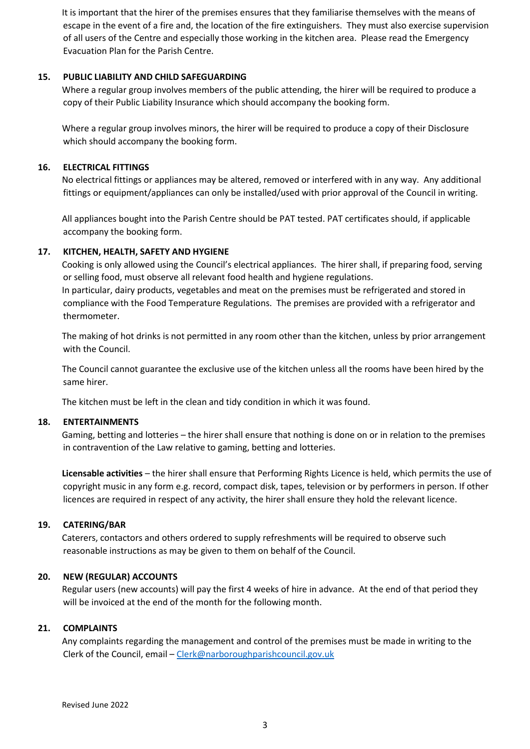It is important that the hirer of the premises ensures that they familiarise themselves with the means of escape in the event of a fire and, the location of the fire extinguishers. They must also exercise supervision of all users of the Centre and especially those working in the kitchen area. Please read the Emergency Evacuation Plan for the Parish Centre.

## 15. PUBLIC LIABILITY AND CHILD SAFEGUARDING

Where a regular group involves members of the public attending, the hirer will be required to produce a copy of their Public Liability Insurance which should accompany the booking form.

Where a regular group involves minors, the hirer will be required to produce a copy of their Disclosure which should accompany the booking form.

## 16. ELECTRICAL FITTINGS

No electrical fittings or appliances may be altered, removed or interfered with in any way. Any additional fittings or equipment/appliances can only be installed/used with prior approval of the Council in writing.

All appliances bought into the Parish Centre should be PAT tested. PAT certificates should, if applicable accompany the booking form.

## 17. KITCHEN, HEALTH, SAFETY AND HYGIENE

Cooking is only allowed using the Council's electrical appliances. The hirer shall, if preparing food, serving or selling food, must observe all relevant food health and hygiene regulations.
In particular, dairy products, vegetables and meat on the premises must be refrigerated and stored in compliance with the Food Temperature Regulations. The premises are provided with a refrigerator and thermometer.

The making of hot drinks is not permitted in any room other than the kitchen, unless by prior arrangement with the Council.

The Council cannot guarantee the exclusive use of the kitchen unless all the rooms have been hired by the same hirer.

The kitchen must be left in the clean and tidy condition in which it was found.

## 18. ENTERTAINMENTS

Gaming, betting and lotteries – the hirer shall ensure that nothing is done on or in relation to the premises in contravention of the Law relative to gaming, betting and lotteries.

**Licensable activities** – the hirer shall ensure that Performing Rights Licence is held, which permits the use of copyright music in any form e.g. record, compact disk, tapes, television or by performers in person. If other licences are required in respect of any activity, the hirer shall ensure they hold the relevant licence.

## 19. CATERING/BAR

Caterers, contactors and others ordered to supply refreshments will be required to observe such reasonable instructions as may be given to them on behalf of the Council.

## 20. NEW (REGULAR) ACCOUNTS

Regular users (new accounts) will pay the first 4 weeks of hire in advance. At the end of that period they will be invoiced at the end of the month for the following month.

## 21. COMPLAINTS

Any complaints regarding the management and control of the premises must be made in writing to the Clerk of the Council, email – Clerk@narboroughparishcouncil.gov.uk

Revised June 2022